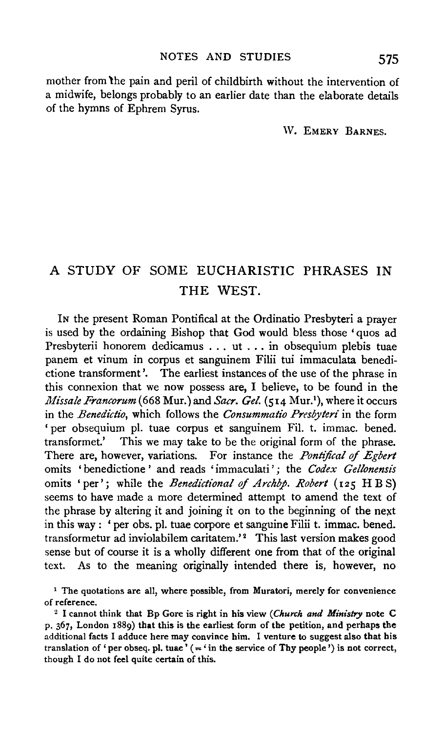mother from the pain and peril of childbirth without the intervention of a midwife, belongs probably to an earlier date than the elaborate details of the hymns of Ephrem Syrus.

W. EMERY BARNES.

# A STUDY OF SOME EUCHARISTIC PHRASES IN THE WEST.

IN the present Roman Pontifical at the Ordinatio Presbyteri a prayer is used by the ordaining Bishop that God would bless those 'quos ad Presbyterii honorem dedicamus . . . ut . . . in obsequium plebis tuae panem et vinum in corpus et sanguinem Filii tui immaculata benedictione transforment'. The earliest instances of the use of the phrase in this connexion that we now possess are, I believe, to be found in the *Missale Francorum* (668 Mur.) and *Sacr. Gel.* (514 Mur.[1]), where it occurs in the *Benedictio*, which follows the *Consummatio Presbyteri* in the form 'per obsequium pl. tuae corpus et sanguinem Fil. t. immac. bened. transformet.' This we may take to be the original form of the phrase. There are, however, variations. For instance the *Pontifical of Egbert* omits 'benedictione' and reads 'immaculati'; the *Codex Gellonensis* omits 'per'; while the *Benedictional of Archbp. Robert* (125 H B S) seems to have made a more determined attempt to amend the text of the phrase by altering it and joining it on to the beginning of the next in this way: 'per obs. pl. tuae corpore et sanguine Filii t. immac. bened. transformetur ad inviolabilem caritatem.'[2] This last version makes good sense but of course it is a wholly different one from that of the original text. As to the meaning originally intended there is, however, no

[1] The quotations are all, where possible, from Muratori, merely for convenience of reference.

[2] I cannot think that Bp Gore is right in his view (*Church and Ministry* note C p. 367, London 1889) that this is the earliest form of the petition, and perhaps the additional facts I adduce here may convince him. I venture to suggest also that his translation of 'per obseq. pl. tuae' (= 'in the service of Thy people') is not correct, though I do not feel quite certain of this.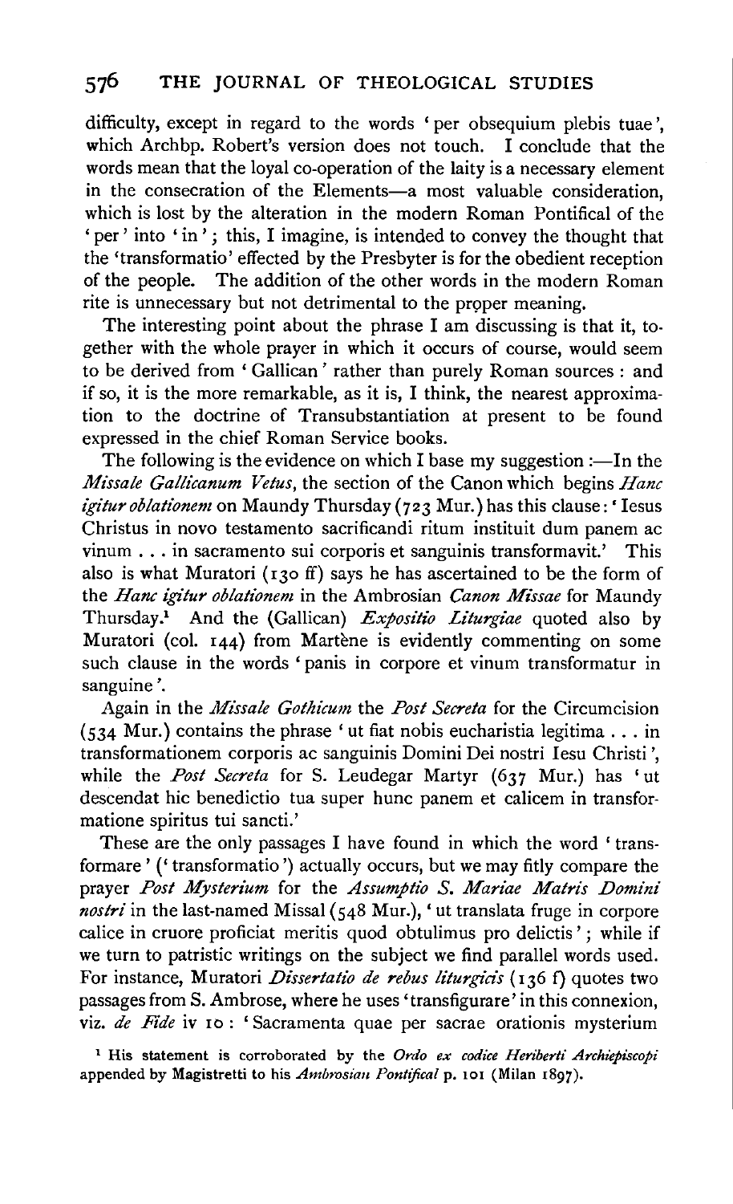difficulty, except in regard to the words 'per obsequium plebis tuae', which Archbp. Robert's version does not touch. I conclude that the words mean that the loyal co-operation of the laity is a necessary element in the consecration of the Elements—a most valuable consideration, which is lost by the alteration in the modern Roman Pontifical of the 'per' into 'in'; this, I imagine, is intended to convey the thought that the 'transformatio' effected by the Presbyter is for the obedient reception of the people. The addition of the other words in the modern Roman rite is unnecessary but not detrimental to the proper meaning.

The interesting point about the phrase I am discussing is that it, together with the whole prayer in which it occurs of course, would seem to be derived from 'Gallican' rather than purely Roman sources: and if so, it is the more remarkable, as it is, I think, the nearest approximation to the doctrine of Transubstantiation at present to be found expressed in the chief Roman Service books.

The following is the evidence on which I base my suggestion:—In the *Missale Gallicanum Vetus*, the section of the Canon which begins *Hanc igitur oblationem* on Maundy Thursday (723 Mur.) has this clause: 'Iesus Christus in novo testamento sacrificandi ritum instituit dum panem ac vinum . . . in sacramento sui corporis et sanguinis transformavit.' This also is what Muratori (130 ff) says he has ascertained to be the form of the *Hanc igitur oblationem* in the Ambrosian *Canon Missae* for Maundy Thursday.[1] And the (Gallican) *Expositio Liturgiae* quoted also by Muratori (col. 144) from Martène is evidently commenting on some such clause in the words 'panis in corpore et vinum transformatur in sanguine'.

Again in the *Missale Gothicum* the *Post Secreta* for the Circumcision (534 Mur.) contains the phrase 'ut fiat nobis eucharistia legitima . . . in transformationem corporis ac sanguinis Domini Dei nostri Iesu Christi', while the *Post Secreta* for S. Leudegar Martyr (637 Mur.) has 'ut descendat hic benedictio tua super hunc panem et calicem in transformatione spiritus tui sancti.'

These are the only passages I have found in which the word 'transformare' ('transformatio') actually occurs, but we may fitly compare the prayer *Post Mysterium* for the *Assumptio S. Mariae Matris Domini nostri* in the last-named Missal (548 Mur.), 'ut translata fruge in corpore calice in cruore proficiat meritis quod obtulimus pro delictis'; while if we turn to patristic writings on the subject we find parallel words used. For instance, Muratori *Dissertatio de rebus liturgicis* (136 f) quotes two passages from S. Ambrose, where he uses 'transfigurare' in this connexion, viz. *de Fide* iv 10: 'Sacramenta quae per sacrae orationis mysterium

[1] His statement is corroborated by the *Ordo ex codice Heriberti Archiepiscopi* appended by Magistretti to his *Ambrosian Pontifical* p. 101 (Milan 1897).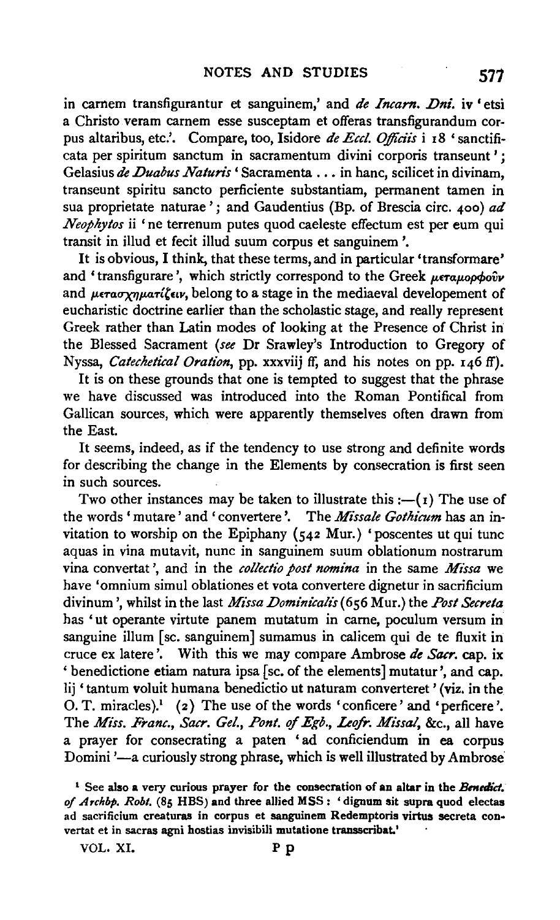in carnem transfigurantur et sanguinem,' and *de Incarn. Dni.* iv 'etsi a Christo veram carnem esse susceptam et offeras transfigurandum corpus altaribus, etc.'. Compare, too, Isidore *de Eccl. Officiis* i 18 'sanctificata per spiritum sanctum in sacramentum divini corporis transeunt'; Gelasius *de Duabus Naturis* 'Sacramenta ... in hanc, scilicet in divinam, transeunt spiritu sancto perficiente substantiam, permanent tamen in sua proprietate naturae'; and Gaudentius (Bp. of Brescia circ. 400) *ad Neophytos* ii 'ne terrenum putes quod caeleste effectum est per eum qui transit in illud et fecit illud suum corpus et sanguinem'.

It is obvious, I think, that these terms, and in particular 'transformare' and 'transfigurare', which strictly correspond to the Greek μεταμορφοῦν and μετασχηματίζειν, belong to a stage in the mediaeval developement of eucharistic doctrine earlier than the scholastic stage, and really represent Greek rather than Latin modes of looking at the Presence of Christ in the Blessed Sacrament (*see* Dr Srawley's Introduction to Gregory of Nyssa, *Catechetical Oration*, pp. xxxviij ff, and his notes on pp. 146 ff).

It is on these grounds that one is tempted to suggest that the phrase we have discussed was introduced into the Roman Pontifical from Gallican sources, which were apparently themselves often drawn from the East.

It seems, indeed, as if the tendency to use strong and definite words for describing the change in the Elements by consecration is first seen in such sources.

Two other instances may be taken to illustrate this:—(1) The use of the words 'mutare' and 'convertere'. The *Missale Gothicum* has an invitation to worship on the Epiphany (542 Mur.) 'poscentes ut qui tunc aquas in vina mutavit, nunc in sanguinem suum oblationum nostrarum vina convertat', and in the *collectio post nomina* in the same *Missa* we have 'omnium simul oblationes et vota convertere dignetur in sacrificium divinum', whilst in the last *Missa Dominicalis* (656 Mur.) the *Post Secreta* has 'ut operante virtute panem mutatum in carne, poculum versum in sanguine illum [sc. sanguinem] sumamus in calicem qui de te fluxit in cruce ex latere'. With this we may compare Ambrose *de Sacr.* cap. ix 'benedictione etiam natura ipsa [sc. of the elements] mutatur', and cap. lij 'tantum voluit humana benedictio ut naturam converteret' (viz. in the O. T. miracles).[1] (2) The use of the words 'conficere' and 'perficere'. The *Miss. Franc.*, *Sacr. Gel.*, *Pont. of Egb.*, *Leofr. Missal*, &c., all have a prayer for consecrating a paten 'ad conficiendum in ea corpus Domini'—a curiously strong phrase, which is well illustrated by Ambrose

[1] See also a very curious prayer for the consecration of an altar in the *Benedict. of Archbp. Robt.* (85 HBS) and three allied MSS: 'dignum sit supra quod electas ad sacrificium creaturas in corpus et sanguinem Redemptoris virtus secreta convertat et in sacras agni hostias invisibili mutatione transscribat.'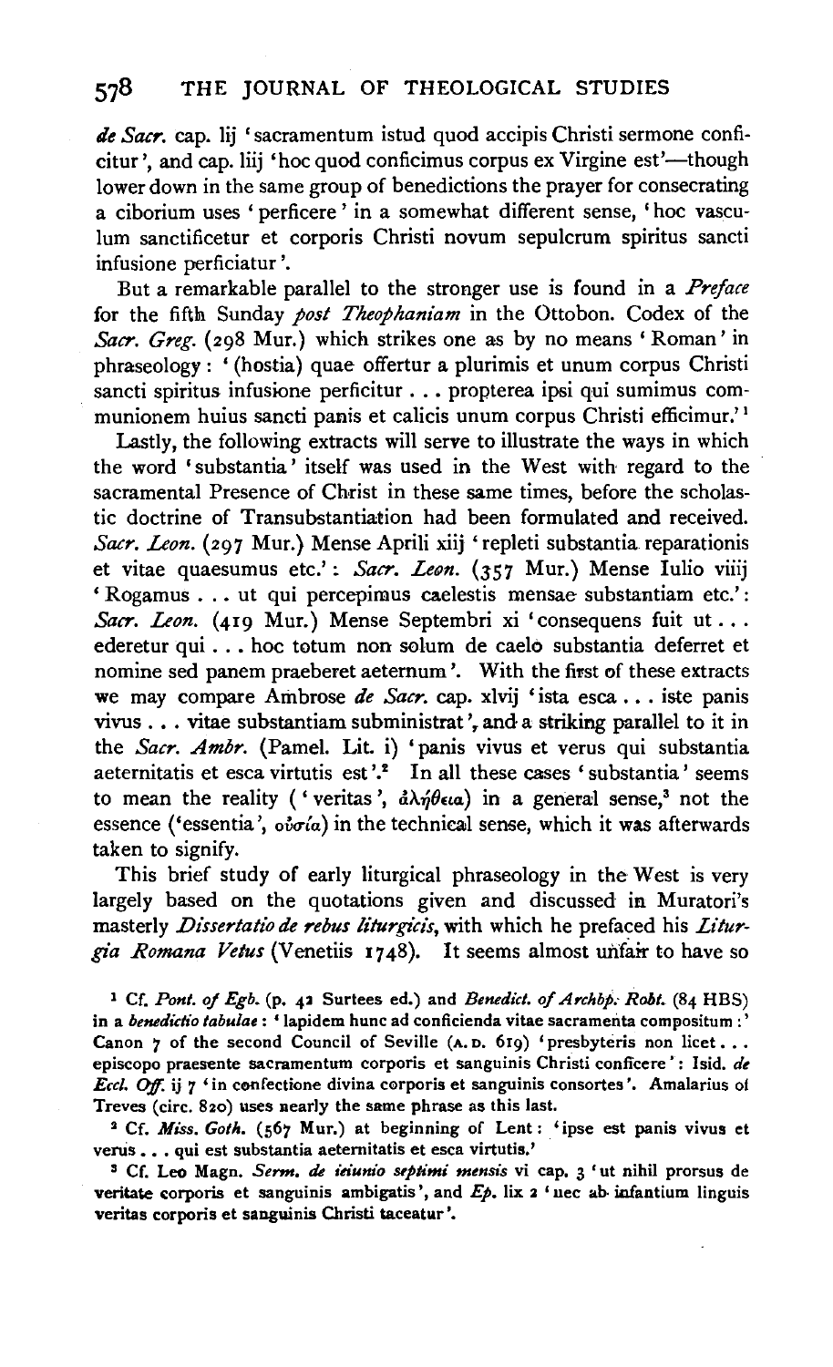*de Sacr.* cap. lij 'sacramentum istud quod accipis Christi sermone conficitur', and cap. liij 'hoc quod conficimus corpus ex Virgine est'—though lower down in the same group of benedictions the prayer for consecrating a ciborium uses 'perficere' in a somewhat different sense, 'hoc vasculum sanctificetur et corporis Christi novum sepulcrum spiritus sancti infusione perficiatur'.

But a remarkable parallel to the stronger use is found in a *Preface* for the fifth Sunday *post Theophaniam* in the Ottobon. Codex of the *Sacr. Greg.* (298 Mur.) which strikes one as by no means 'Roman' in phraseology: '(hostia) quae offertur a plurimis et unum corpus Christi sancti spiritus infusione perficitur . . . propterea ipsi qui sumimus communionem huius sancti panis et calicis unum corpus Christi efficimur.'[1]

Lastly, the following extracts will serve to illustrate the ways in which the word 'substantia' itself was used in the West with regard to the sacramental Presence of Christ in these same times, before the scholastic doctrine of Transubstantiation had been formulated and received. *Sacr. Leon.* (297 Mur.) Mense Aprili xiij 'repleti substantia reparationis et vitae quaesumus etc.': *Sacr. Leon.* (357 Mur.) Mense Iulio viiij 'Rogamus . . . ut qui percepimus caelestis mensae substantiam etc.': *Sacr. Leon.* (419 Mur.) Mense Septembri xi 'consequens fuit ut . . . ederetur qui . . . hoc totum non solum de caelo substantia deferret et nomine sed panem praeberet aeternum'. With the first of these extracts we may compare Ambrose *de Sacr.* cap. xlvij 'ista esca . . . iste panis vivus . . . vitae substantiam subministrat', and a striking parallel to it in the *Sacr. Ambr.* (Pamel. Lit. i) 'panis vivus et verus qui substantia aeternitatis et esca virtutis est'.[2] In all these cases 'substantia' seems to mean the reality ('veritas', ἀλήθεια) in a general sense,[3] not the essence ('essentia', οὐσία) in the technical sense, which it was afterwards taken to signify.

This brief study of early liturgical phraseology in the West is very largely based on the quotations given and discussed in Muratori's masterly *Dissertatio de rebus liturgicis*, with which he prefaced his *Liturgia Romana Vetus* (Venetiis 1748). It seems almost unfair to have so

[1] Cf. *Pont. of Egb.* (p. 42 Surtees ed.) and *Benedict. of Archbp. Robt.* (84 HBS) in a *benedictio tabulae*: 'lapidem hunc ad conficienda vitae sacramenta compositum:' Canon 7 of the second Council of Seville (A.D. 619) 'presbyteris non licet . . . episcopo praesente sacramentum corporis et sanguinis Christi conficere': Isid. *de Eccl. Off.* ij 7 'in confectione divina corporis et sanguinis consortes'. Amalarius of Treves (circ. 820) uses nearly the same phrase as this last.

[2] Cf. *Miss. Goth.* (567 Mur.) at beginning of Lent: 'ipse est panis vivus et verus . . . qui est substantia aeternitatis et esca virtutis.'

[3] Cf. Leo Magn. *Serm. de ieiunio septimi mensis* vi cap. 3 'ut nihil prorsus de veritate corporis et sanguinis ambigatis', and *Ep.* lix 2 'nec ab infantium linguis veritas corporis et sanguinis Christi taceatur'.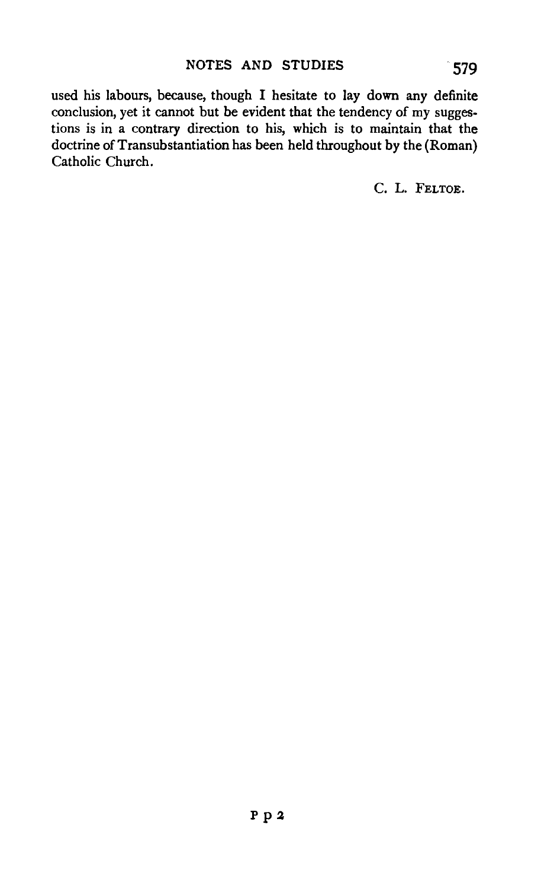used his labours, because, though I hesitate to lay down any definite conclusion, yet it cannot but be evident that the tendency of my suggestions is in a contrary direction to his, which is to maintain that the doctrine of Transubstantiation has been held throughout by the (Roman) Catholic Church.

C. L. FELTOE.